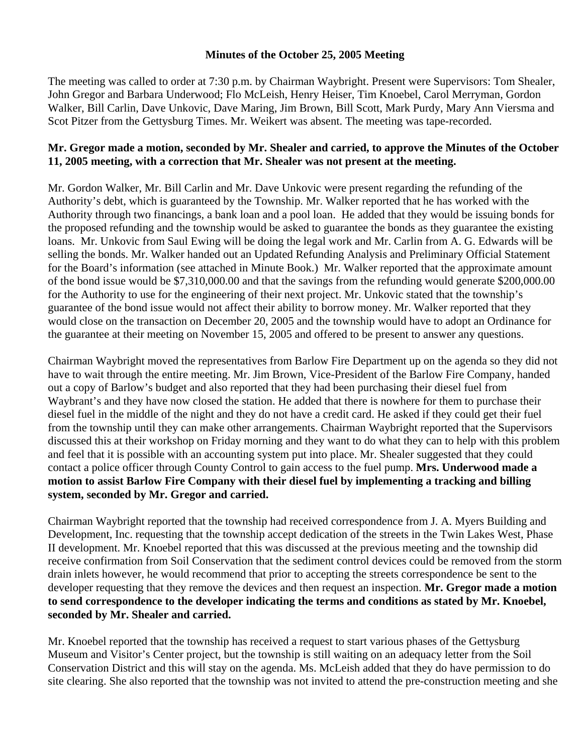**Minutes of the October 25, 2005 Meeting**

The meeting was called to order at 7:30 p.m. by Chairman Waybright. Present were Supervisors: Tom Shealer, John Gregor and Barbara Underwood; Flo McLeish, Henry Heiser, Tim Knoebel, Carol Merryman, Gordon Walker, Bill Carlin, Dave Unkovic, Dave Maring, Jim Brown, Bill Scott, Mark Purdy, Mary Ann Viersma and Scot Pitzer from the Gettysburg Times. Mr. Weikert was absent. The meeting was tape-recorded.

**Mr. Gregor made a motion, seconded by Mr. Shealer and carried, to approve the Minutes of the October 11, 2005 meeting, with a correction that Mr. Shealer was not present at the meeting.**

Mr. Gordon Walker, Mr. Bill Carlin and Mr. Dave Unkovic were present regarding the refunding of the Authority's debt, which is guaranteed by the Township. Mr. Walker reported that he has worked with the Authority through two financings, a bank loan and a pool loan. He added that they would be issuing bonds for the proposed refunding and the township would be asked to guarantee the bonds as they guarantee the existing loans. Mr. Unkovic from Saul Ewing will be doing the legal work and Mr. Carlin from A. G. Edwards will be selling the bonds. Mr. Walker handed out an Updated Refunding Analysis and Preliminary Official Statement for the Board's information (see attached in Minute Book.) Mr. Walker reported that the approximate amount of the bond issue would be $7,310,000.00 and that the savings from the refunding would generate $200,000.00 for the Authority to use for the engineering of their next project. Mr. Unkovic stated that the township's guarantee of the bond issue would not affect their ability to borrow money. Mr. Walker reported that they would close on the transaction on December 20, 2005 and the township would have to adopt an Ordinance for the guarantee at their meeting on November 15, 2005 and offered to be present to answer any questions.

Chairman Waybright moved the representatives from Barlow Fire Department up on the agenda so they did not have to wait through the entire meeting. Mr. Jim Brown, Vice-President of the Barlow Fire Company, handed out a copy of Barlow's budget and also reported that they had been purchasing their diesel fuel from Waybrant's and they have now closed the station. He added that there is nowhere for them to purchase their diesel fuel in the middle of the night and they do not have a credit card. He asked if they could get their fuel from the township until they can make other arrangements. Chairman Waybright reported that the Supervisors discussed this at their workshop on Friday morning and they want to do what they can to help with this problem and feel that it is possible with an accounting system put into place. Mr. Shealer suggested that they could contact a police officer through County Control to gain access to the fuel pump. **Mrs. Underwood made a motion to assist Barlow Fire Company with their diesel fuel by implementing a tracking and billing system, seconded by Mr. Gregor and carried.**

Chairman Waybright reported that the township had received correspondence from J. A. Myers Building and Development, Inc. requesting that the township accept dedication of the streets in the Twin Lakes West, Phase II development. Mr. Knoebel reported that this was discussed at the previous meeting and the township did receive confirmation from Soil Conservation that the sediment control devices could be removed from the storm drain inlets however, he would recommend that prior to accepting the streets correspondence be sent to the developer requesting that they remove the devices and then request an inspection. **Mr. Gregor made a motion to send correspondence to the developer indicating the terms and conditions as stated by Mr. Knoebel, seconded by Mr. Shealer and carried.**

Mr. Knoebel reported that the township has received a request to start various phases of the Gettysburg Museum and Visitor's Center project, but the township is still waiting on an adequacy letter from the Soil Conservation District and this will stay on the agenda. Ms. McLeish added that they do have permission to do site clearing. She also reported that the township was not invited to attend the pre-construction meeting and she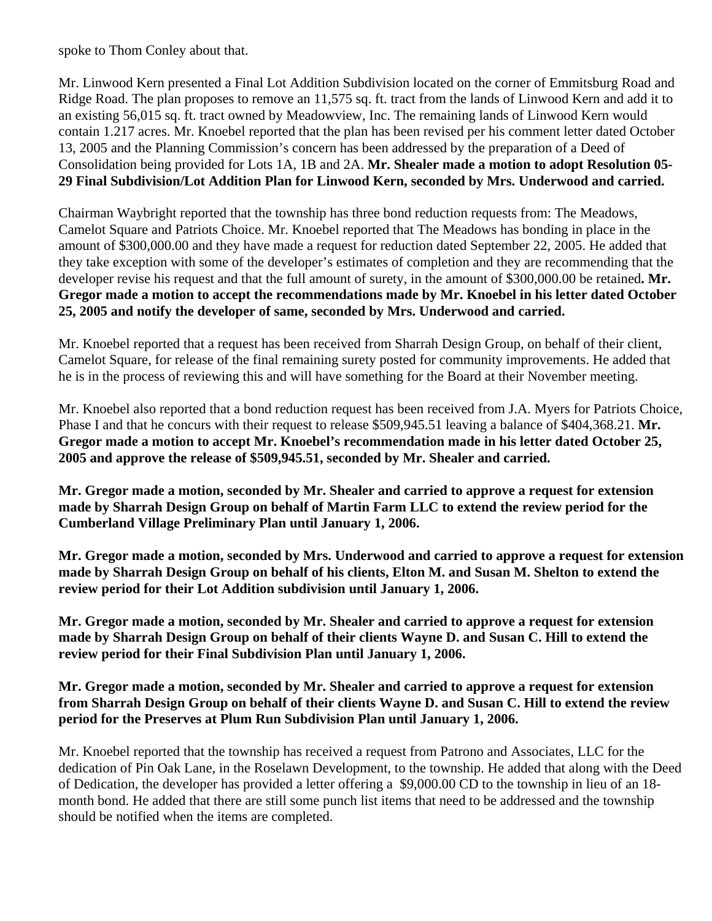spoke to Thom Conley about that.

Mr. Linwood Kern presented a Final Lot Addition Subdivision located on the corner of Emmitsburg Road and Ridge Road. The plan proposes to remove an 11,575 sq. ft. tract from the lands of Linwood Kern and add it to an existing 56,015 sq. ft. tract owned by Meadowview, Inc. The remaining lands of Linwood Kern would contain 1.217 acres. Mr. Knoebel reported that the plan has been revised per his comment letter dated October 13, 2005 and the Planning Commission's concern has been addressed by the preparation of a Deed of Consolidation being provided for Lots 1A, 1B and 2A. **Mr. Shealer made a motion to adopt Resolution 05-29 Final Subdivision/Lot Addition Plan for Linwood Kern, seconded by Mrs. Underwood and carried.**

Chairman Waybright reported that the township has three bond reduction requests from: The Meadows, Camelot Square and Patriots Choice. Mr. Knoebel reported that The Meadows has bonding in place in the amount of $300,000.00 and they have made a request for reduction dated September 22, 2005. He added that they take exception with some of the developer's estimates of completion and they are recommending that the developer revise his request and that the full amount of surety, in the amount of $300,000.00 be retained**. Mr. Gregor made a motion to accept the recommendations made by Mr. Knoebel in his letter dated October 25, 2005 and notify the developer of same, seconded by Mrs. Underwood and carried.**

Mr. Knoebel reported that a request has been received from Sharrah Design Group, on behalf of their client, Camelot Square, for release of the final remaining surety posted for community improvements. He added that he is in the process of reviewing this and will have something for the Board at their November meeting.

Mr. Knoebel also reported that a bond reduction request has been received from J.A. Myers for Patriots Choice, Phase I and that he concurs with their request to release $509,945.51 leaving a balance of $404,368.21. **Mr. Gregor made a motion to accept Mr. Knoebel's recommendation made in his letter dated October 25, 2005 and approve the release of $509,945.51, seconded by Mr. Shealer and carried.**

**Mr. Gregor made a motion, seconded by Mr. Shealer and carried to approve a request for extension made by Sharrah Design Group on behalf of Martin Farm LLC to extend the review period for the Cumberland Village Preliminary Plan until January 1, 2006.**

**Mr. Gregor made a motion, seconded by Mrs. Underwood and carried to approve a request for extension made by Sharrah Design Group on behalf of his clients, Elton M. and Susan M. Shelton to extend the review period for their Lot Addition subdivision until January 1, 2006.**

**Mr. Gregor made a motion, seconded by Mr. Shealer and carried to approve a request for extension made by Sharrah Design Group on behalf of their clients Wayne D. and Susan C. Hill to extend the review period for their Final Subdivision Plan until January 1, 2006.**

**Mr. Gregor made a motion, seconded by Mr. Shealer and carried to approve a request for extension from Sharrah Design Group on behalf of their clients Wayne D. and Susan C. Hill to extend the review period for the Preserves at Plum Run Subdivision Plan until January 1, 2006.**

Mr. Knoebel reported that the township has received a request from Patrono and Associates, LLC for the dedication of Pin Oak Lane, in the Roselawn Development, to the township. He added that along with the Deed of Dedication, the developer has provided a letter offering a $9,000.00 CD to the township in lieu of an 18-month bond. He added that there are still some punch list items that need to be addressed and the township should be notified when the items are completed.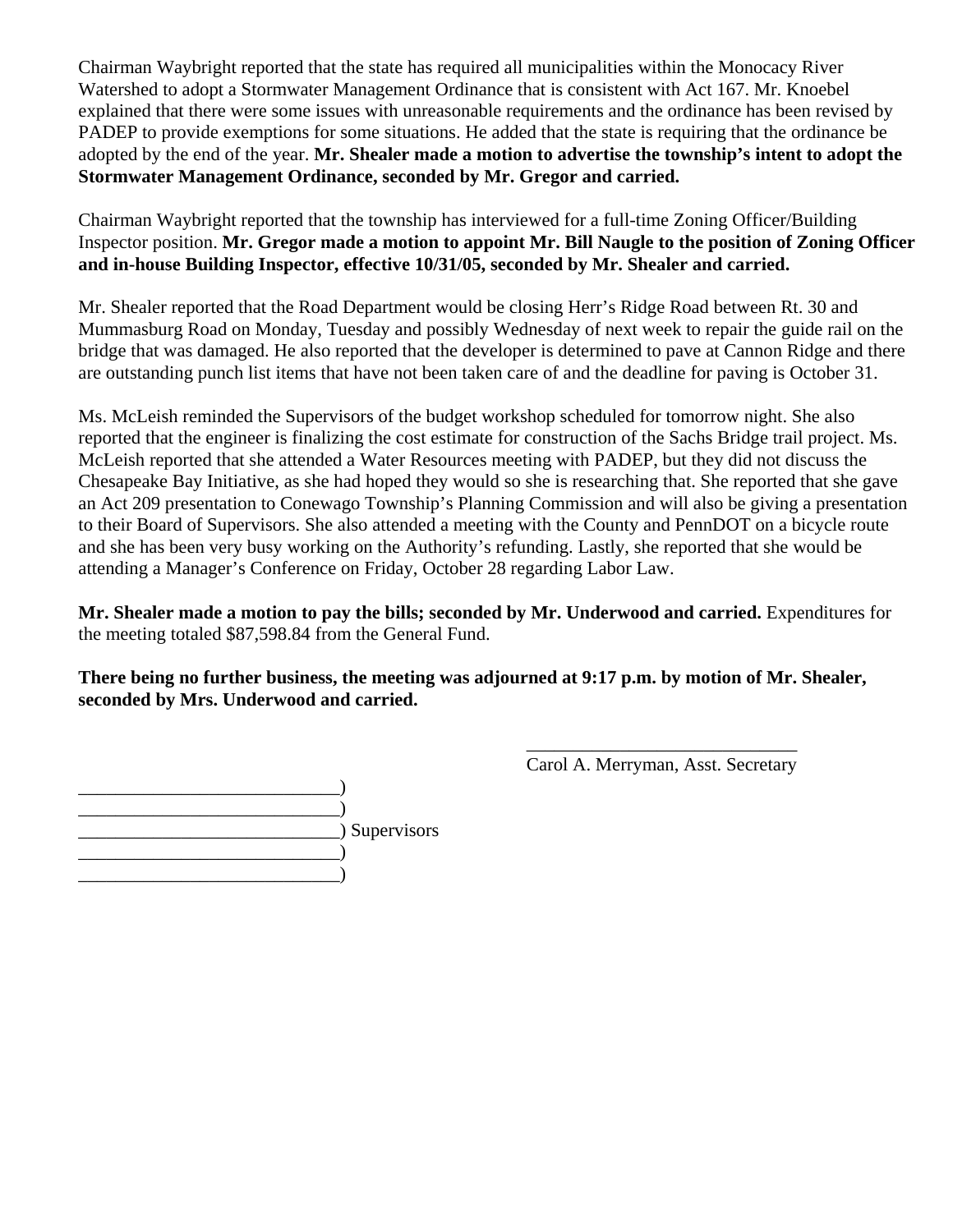Chairman Waybright reported that the state has required all municipalities within the Monocacy River Watershed to adopt a Stormwater Management Ordinance that is consistent with Act 167. Mr. Knoebel explained that there were some issues with unreasonable requirements and the ordinance has been revised by PADEP to provide exemptions for some situations. He added that the state is requiring that the ordinance be adopted by the end of the year. **Mr. Shealer made a motion to advertise the township's intent to adopt the Stormwater Management Ordinance, seconded by Mr. Gregor and carried.**

Chairman Waybright reported that the township has interviewed for a full-time Zoning Officer/Building Inspector position. **Mr. Gregor made a motion to appoint Mr. Bill Naugle to the position of Zoning Officer and in-house Building Inspector, effective 10/31/05, seconded by Mr. Shealer and carried.**

Mr. Shealer reported that the Road Department would be closing Herr's Ridge Road between Rt. 30 and Mummasburg Road on Monday, Tuesday and possibly Wednesday of next week to repair the guide rail on the bridge that was damaged. He also reported that the developer is determined to pave at Cannon Ridge and there are outstanding punch list items that have not been taken care of and the deadline for paving is October 31.

Ms. McLeish reminded the Supervisors of the budget workshop scheduled for tomorrow night. She also reported that the engineer is finalizing the cost estimate for construction of the Sachs Bridge trail project. Ms. McLeish reported that she attended a Water Resources meeting with PADEP, but they did not discuss the Chesapeake Bay Initiative, as she had hoped they would so she is researching that. She reported that she gave an Act 209 presentation to Conewago Township's Planning Commission and will also be giving a presentation to their Board of Supervisors. She also attended a meeting with the County and PennDOT on a bicycle route and she has been very busy working on the Authority's refunding. Lastly, she reported that she would be attending a Manager's Conference on Friday, October 28 regarding Labor Law.

**Mr. Shealer made a motion to pay the bills; seconded by Mr. Underwood and carried.** Expenditures for the meeting totaled $87,598.84 from the General Fund.

**There being no further business, the meeting was adjourned at 9:17 p.m. by motion of Mr. Shealer, seconded by Mrs. Underwood and carried.**

\_\_\_\_\_\_\_\_\_\_\_\_\_\_\_\_\_\_\_\_\_\_\_\_\_\_\_\_\_\_
Carol A. Merryman, Asst. Secretary

\_\_\_\_\_\_\_\_\_\_\_\_\_\_\_\_\_\_\_\_\_\_\_\_\_\_\_\_)
\_\_\_\_\_\_\_\_\_\_\_\_\_\_\_\_\_\_\_\_\_\_\_\_\_\_\_\_)
\_\_\_\_\_\_\_\_\_\_\_\_\_\_\_\_\_\_\_\_\_\_\_\_\_\_\_\_) Supervisors
\_\_\_\_\_\_\_\_\_\_\_\_\_\_\_\_\_\_\_\_\_\_\_\_\_\_\_\_)
\_\_\_\_\_\_\_\_\_\_\_\_\_\_\_\_\_\_\_\_\_\_\_\_\_\_\_\_)